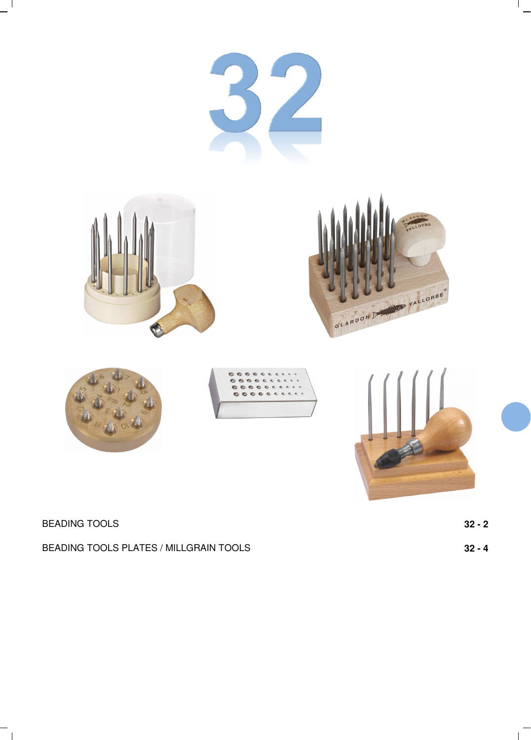# 32

| | |
|---|---|
| BEADING TOOLS | 32 - 2 |
| BEADING TOOLS PLATES / MILLGRAIN TOOLS | 32 - 4 |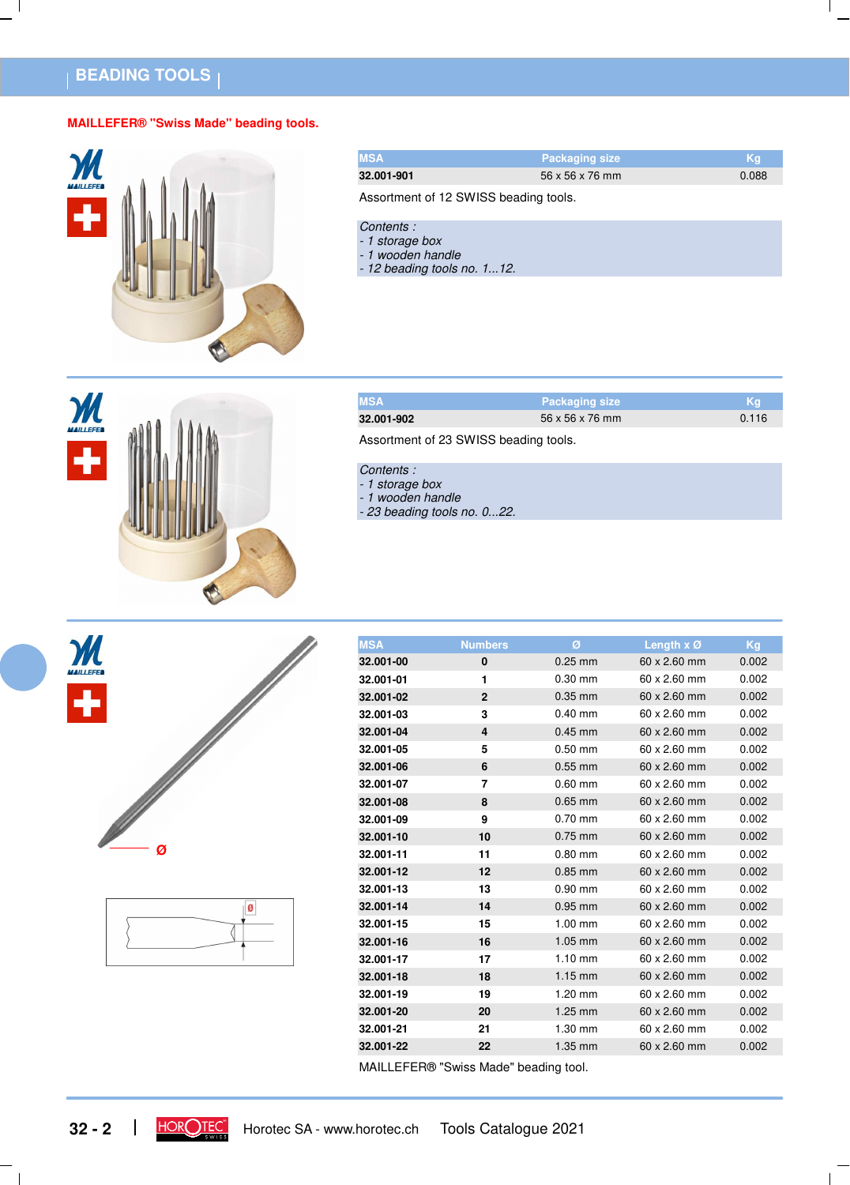# BEADING TOOLS

**MAILLEFER® "Swiss Made" beading tools.**

| MSA | Packaging size | Kg |
|---|---|---|
| **32.001-901** | 56 x 56 x 76 mm | 0.088 |

Assortment of 12 SWISS beading tools.

*Contents :*
*- 1 storage box*
*- 1 wooden handle*
*- 12 beading tools no. 1...12.*

| MSA | Packaging size | Kg |
|---|---|---|
| **32.001-902** | 56 x 56 x 76 mm | 0.116 |

Assortment of 23 SWISS beading tools.

*Contents :*
*- 1 storage box*
*- 1 wooden handle*
*- 23 beading tools no. 0...22.*

| MSA | Numbers | Ø | Length x Ø | Kg |
|---|---|---|---|---|
| **32.001-00** | **0** | 0.25 mm | 60 x 2.60 mm | 0.002 |
| **32.001-01** | **1** | 0.30 mm | 60 x 2.60 mm | 0.002 |
| **32.001-02** | **2** | 0.35 mm | 60 x 2.60 mm | 0.002 |
| **32.001-03** | **3** | 0.40 mm | 60 x 2.60 mm | 0.002 |
| **32.001-04** | **4** | 0.45 mm | 60 x 2.60 mm | 0.002 |
| **32.001-05** | **5** | 0.50 mm | 60 x 2.60 mm | 0.002 |
| **32.001-06** | **6** | 0.55 mm | 60 x 2.60 mm | 0.002 |
| **32.001-07** | **7** | 0.60 mm | 60 x 2.60 mm | 0.002 |
| **32.001-08** | **8** | 0.65 mm | 60 x 2.60 mm | 0.002 |
| **32.001-09** | **9** | 0.70 mm | 60 x 2.60 mm | 0.002 |
| **32.001-10** | **10** | 0.75 mm | 60 x 2.60 mm | 0.002 |
| **32.001-11** | **11** | 0.80 mm | 60 x 2.60 mm | 0.002 |
| **32.001-12** | **12** | 0.85 mm | 60 x 2.60 mm | 0.002 |
| **32.001-13** | **13** | 0.90 mm | 60 x 2.60 mm | 0.002 |
| **32.001-14** | **14** | 0.95 mm | 60 x 2.60 mm | 0.002 |
| **32.001-15** | **15** | 1.00 mm | 60 x 2.60 mm | 0.002 |
| **32.001-16** | **16** | 1.05 mm | 60 x 2.60 mm | 0.002 |
| **32.001-17** | **17** | 1.10 mm | 60 x 2.60 mm | 0.002 |
| **32.001-18** | **18** | 1.15 mm | 60 x 2.60 mm | 0.002 |
| **32.001-19** | **19** | 1.20 mm | 60 x 2.60 mm | 0.002 |
| **32.001-20** | **20** | 1.25 mm | 60 x 2.60 mm | 0.002 |
| **32.001-21** | **21** | 1.30 mm | 60 x 2.60 mm | 0.002 |
| **32.001-22** | **22** | 1.35 mm | 60 x 2.60 mm | 0.002 |

MAILLEFER® "Swiss Made" beading tool.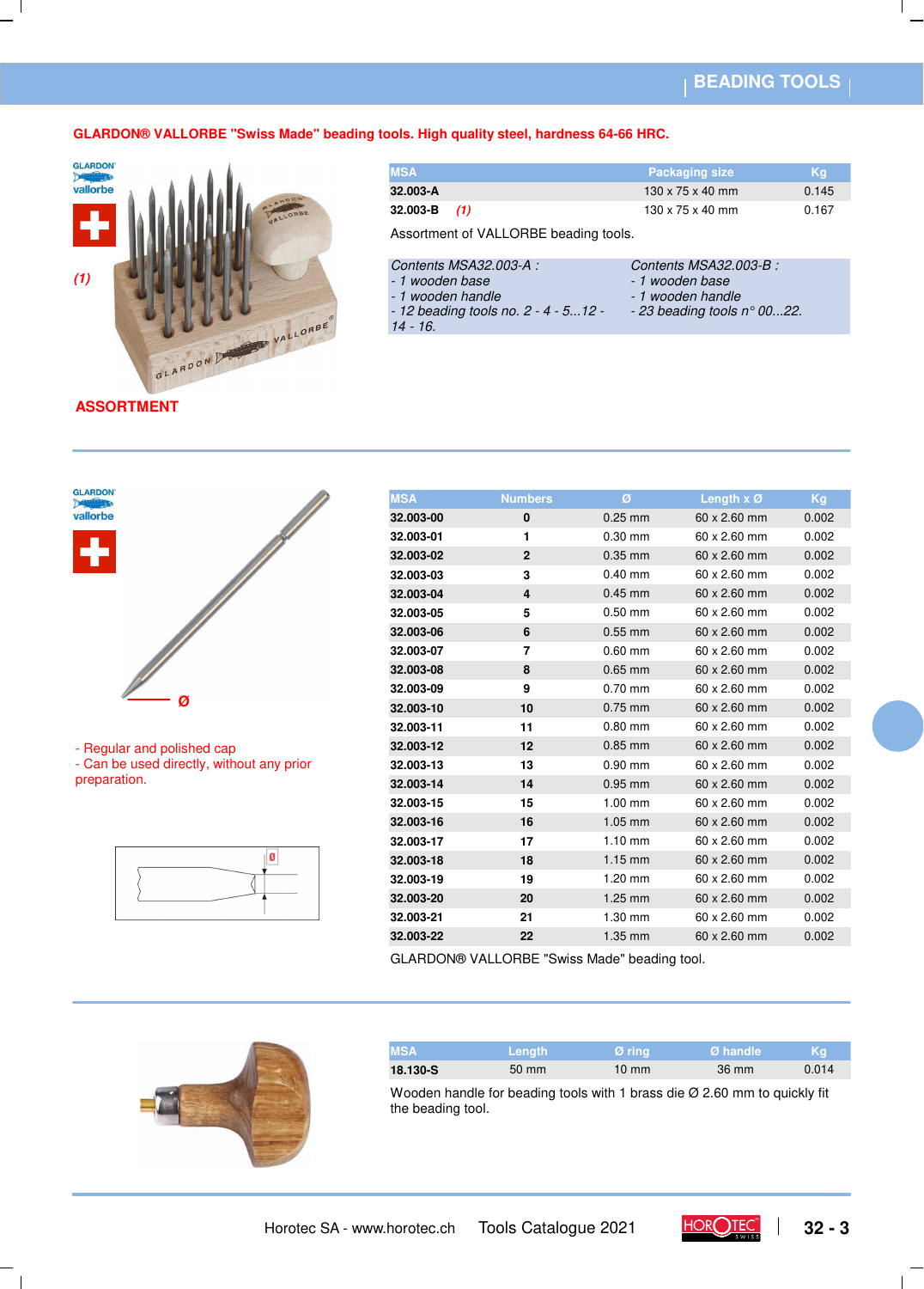# BEADING TOOLS

**GLARDON® VALLORBE "Swiss Made" beading tools. High quality steel, hardness 64-66 HRC.**

GLARDON vallorbe

*(1)*

**ASSORTMENT**

| MSA | Packaging size | Kg |
|---|---|---|
| **32.003-A** | 130 x 75 x 40 mm | 0.145 |
| **32.003-B** *(1)* | 130 x 75 x 40 mm | 0.167 |

Assortment of VALLORBE beading tools.

| *Contents MSA32.003-A :* | *Contents MSA32.003-B :* |
|---|---|
| *- 1 wooden base* | *- 1 wooden base* |
| *- 1 wooden handle* | *- 1 wooden handle* |
| *- 12 beading tools no. 2 - 4 - 5...12 - 14 - 16.* | *- 23 beading tools n° 00...22.* |

---

GLARDON vallorbe

- Regular and polished cap
- Can be used directly, without any prior preparation.

| MSA | Numbers | Ø | Length x Ø | Kg |
|---|---|---|---|---|
| **32.003-00** | **0** | 0.25 mm | 60 x 2.60 mm | 0.002 |
| **32.003-01** | **1** | 0.30 mm | 60 x 2.60 mm | 0.002 |
| **32.003-02** | **2** | 0.35 mm | 60 x 2.60 mm | 0.002 |
| **32.003-03** | **3** | 0.40 mm | 60 x 2.60 mm | 0.002 |
| **32.003-04** | **4** | 0.45 mm | 60 x 2.60 mm | 0.002 |
| **32.003-05** | **5** | 0.50 mm | 60 x 2.60 mm | 0.002 |
| **32.003-06** | **6** | 0.55 mm | 60 x 2.60 mm | 0.002 |
| **32.003-07** | **7** | 0.60 mm | 60 x 2.60 mm | 0.002 |
| **32.003-08** | **8** | 0.65 mm | 60 x 2.60 mm | 0.002 |
| **32.003-09** | **9** | 0.70 mm | 60 x 2.60 mm | 0.002 |
| **32.003-10** | **10** | 0.75 mm | 60 x 2.60 mm | 0.002 |
| **32.003-11** | **11** | 0.80 mm | 60 x 2.60 mm | 0.002 |
| **32.003-12** | **12** | 0.85 mm | 60 x 2.60 mm | 0.002 |
| **32.003-13** | **13** | 0.90 mm | 60 x 2.60 mm | 0.002 |
| **32.003-14** | **14** | 0.95 mm | 60 x 2.60 mm | 0.002 |
| **32.003-15** | **15** | 1.00 mm | 60 x 2.60 mm | 0.002 |
| **32.003-16** | **16** | 1.05 mm | 60 x 2.60 mm | 0.002 |
| **32.003-17** | **17** | 1.10 mm | 60 x 2.60 mm | 0.002 |
| **32.003-18** | **18** | 1.15 mm | 60 x 2.60 mm | 0.002 |
| **32.003-19** | **19** | 1.20 mm | 60 x 2.60 mm | 0.002 |
| **32.003-20** | **20** | 1.25 mm | 60 x 2.60 mm | 0.002 |
| **32.003-21** | **21** | 1.30 mm | 60 x 2.60 mm | 0.002 |
| **32.003-22** | **22** | 1.35 mm | 60 x 2.60 mm | 0.002 |

GLARDON® VALLORBE "Swiss Made" beading tool.

---

| MSA | Length | Ø ring | Ø handle | Kg |
|---|---|---|---|---|
| **18.130-S** | 50 mm | 10 mm | 36 mm | 0.014 |

Wooden handle for beading tools with 1 brass die Ø 2.60 mm to quickly fit the beading tool.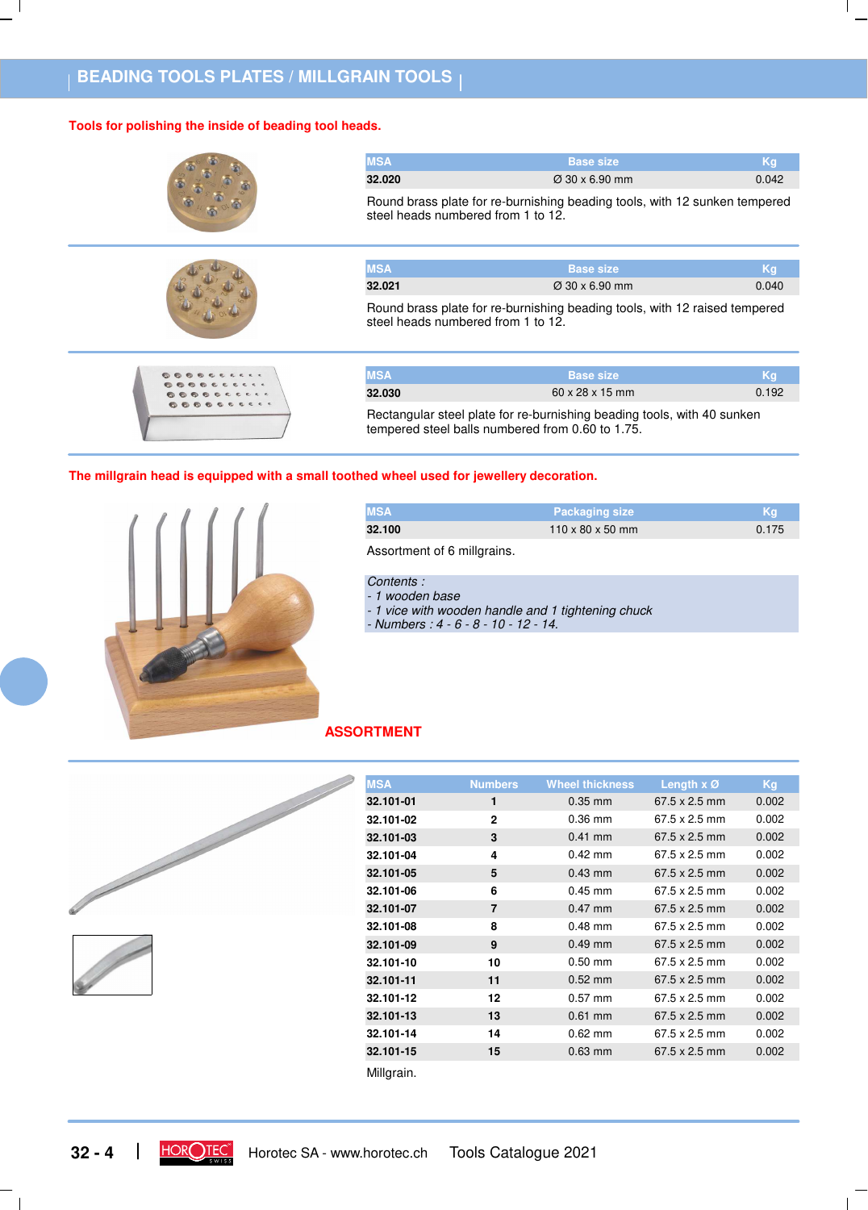## BEADING TOOLS PLATES / MILLGRAIN TOOLS

**Tools for polishing the inside of beading tool heads.**

| MSA | Base size | Kg |
|---|---|---|
| 32.020 | Ø 30 x 6.90 mm | 0.042 |

Round brass plate for re-burnishing beading tools, with 12 sunken tempered steel heads numbered from 1 to 12.

| MSA | Base size | Kg |
|---|---|---|
| 32.021 | Ø 30 x 6.90 mm | 0.040 |

Round brass plate for re-burnishing beading tools, with 12 raised tempered steel heads numbered from 1 to 12.

| MSA | Base size | Kg |
|---|---|---|
| 32.030 | 60 x 28 x 15 mm | 0.192 |

Rectangular steel plate for re-burnishing beading tools, with 40 sunken tempered steel balls numbered from 0.60 to 1.75.

**The millgrain head is equipped with a small toothed wheel used for jewellery decoration.**

| MSA | Packaging size | Kg |
|---|---|---|
| 32.100 | 110 x 80 x 50 mm | 0.175 |

Assortment of 6 millgrains.

*Contents :*
*- 1 wooden base*
*- 1 vice with wooden handle and 1 tightening chuck*
*- Numbers : 4 - 6 - 8 - 10 - 12 - 14.*

**ASSORTMENT**

| MSA | Numbers | Wheel thickness | Length x Ø | Kg |
|---|---|---|---|---|
| 32.101-01 | 1 | 0.35 mm | 67.5 x 2.5 mm | 0.002 |
| 32.101-02 | 2 | 0.36 mm | 67.5 x 2.5 mm | 0.002 |
| 32.101-03 | 3 | 0.41 mm | 67.5 x 2.5 mm | 0.002 |
| 32.101-04 | 4 | 0.42 mm | 67.5 x 2.5 mm | 0.002 |
| 32.101-05 | 5 | 0.43 mm | 67.5 x 2.5 mm | 0.002 |
| 32.101-06 | 6 | 0.45 mm | 67.5 x 2.5 mm | 0.002 |
| 32.101-07 | 7 | 0.47 mm | 67.5 x 2.5 mm | 0.002 |
| 32.101-08 | 8 | 0.48 mm | 67.5 x 2.5 mm | 0.002 |
| 32.101-09 | 9 | 0.49 mm | 67.5 x 2.5 mm | 0.002 |
| 32.101-10 | 10 | 0.50 mm | 67.5 x 2.5 mm | 0.002 |
| 32.101-11 | 11 | 0.52 mm | 67.5 x 2.5 mm | 0.002 |
| 32.101-12 | 12 | 0.57 mm | 67.5 x 2.5 mm | 0.002 |
| 32.101-13 | 13 | 0.61 mm | 67.5 x 2.5 mm | 0.002 |
| 32.101-14 | 14 | 0.62 mm | 67.5 x 2.5 mm | 0.002 |
| 32.101-15 | 15 | 0.63 mm | 67.5 x 2.5 mm | 0.002 |

Millgrain.